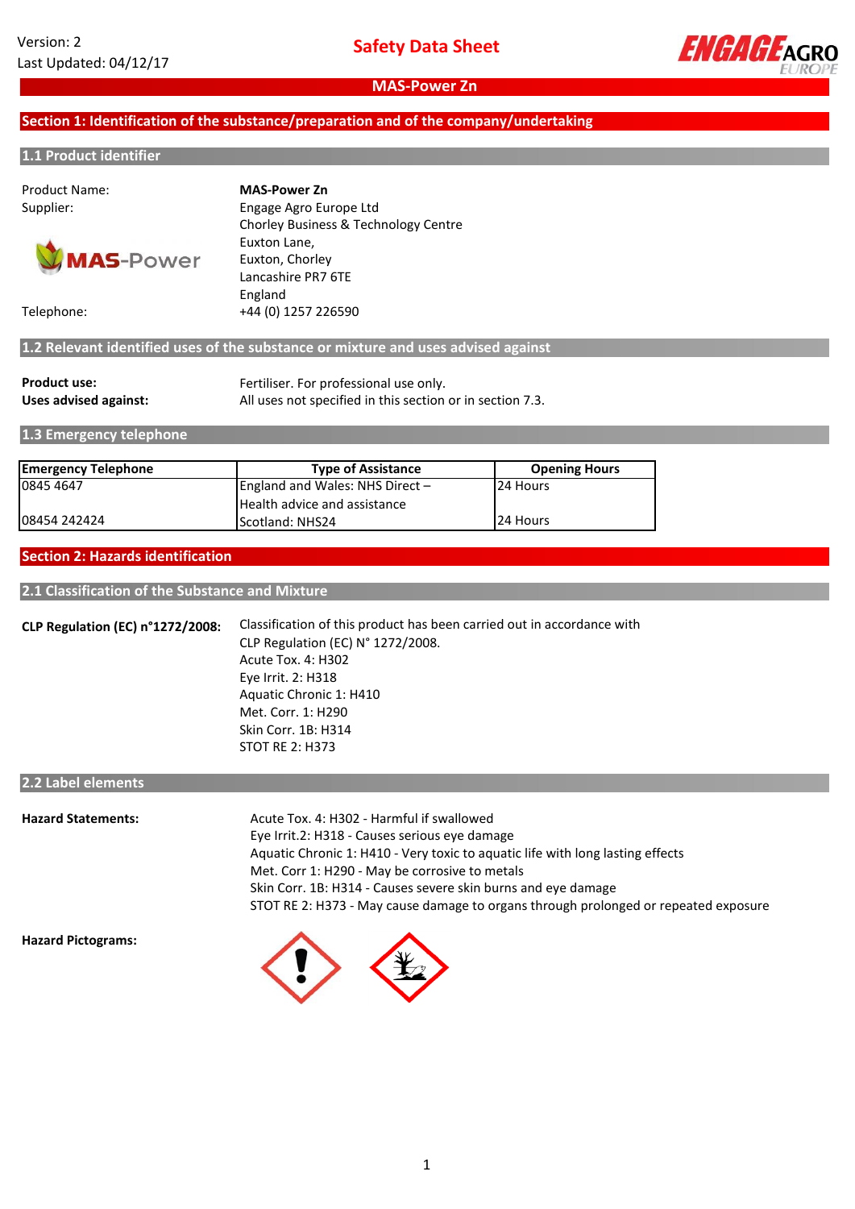Version: 2
Last Updated: 04/12/17

# Safety Data Sheet

## MAS-Power Zn

## Section 1: Identification of the substance/preparation and of the company/undertaking

### 1.1 Product identifier

Product Name: **MAS-Power Zn**

Supplier: Engage Agro Europe Ltd
Chorley Business & Technology Centre
Euxton Lane,
Euxton, Chorley
Lancashire PR7 6TE
England

Telephone: +44 (0) 1257 226590

### 1.2 Relevant identified uses of the substance or mixture and uses advised against

**Product use:** Fertiliser. For professional use only.

**Uses advised against:** All uses not specified in this section or in section 7.3.

### 1.3 Emergency telephone

| Emergency Telephone | Type of Assistance | Opening Hours |
|---|---|---|
| 0845 4647 | England and Wales: NHS Direct – Health advice and assistance | 24 Hours |
| 08454 242424 | Scotland: NHS24 | 24 Hours |

## Section 2: Hazards identification

### 2.1 Classification of the Substance and Mixture

**CLP Regulation (EC) n°1272/2008:** Classification of this product has been carried out in accordance with CLP Regulation (EC) N° 1272/2008.
Acute Tox. 4: H302
Eye Irrit. 2: H318
Aquatic Chronic 1: H410
Met. Corr. 1: H290
Skin Corr. 1B: H314
STOT RE 2: H373

### 2.2 Label elements

**Hazard Statements:**
Acute Tox. 4: H302 - Harmful if swallowed
Eye Irrit.2: H318 - Causes serious eye damage
Aquatic Chronic 1: H410 - Very toxic to aquatic life with long lasting effects
Met. Corr 1: H290 - May be corrosive to metals
Skin Corr. 1B: H314 - Causes severe skin burns and eye damage
STOT RE 2: H373 - May cause damage to organs through prolonged or repeated exposure

**Hazard Pictograms:**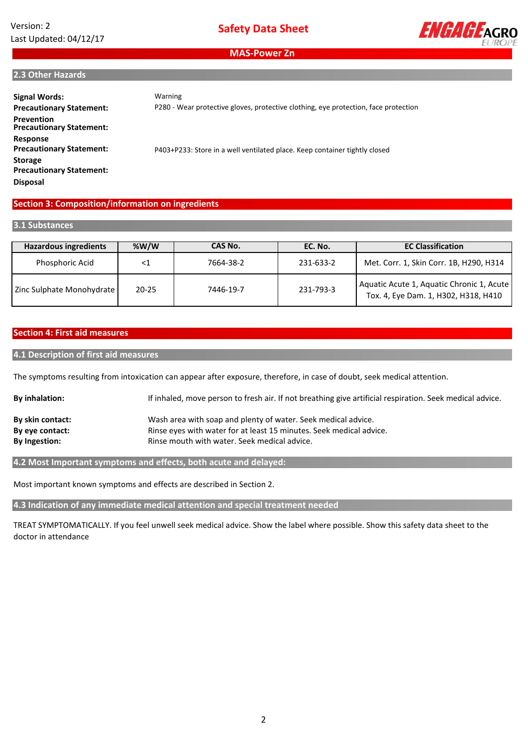## 2.3 Other Hazards

**Signal Words:** Warning

**Precautionary Statement: Prevention** P280 - Wear protective gloves, protective clothing, eye protection, face protection

**Precautionary Statement: Response**

**Precautionary Statement: Storage** P403+P233: Store in a well ventilated place. Keep container tightly closed

**Precautionary Statement: Disposal**

## Section 3: Composition/information on ingredients

### 3.1 Substances

| Hazardous ingredients | %W/W | CAS No. | EC. No. | EC Classification |
|---|---|---|---|---|
| Phosphoric Acid | <1 | 7664-38-2 | 231-633-2 | Met. Corr. 1, Skin Corr. 1B, H290, H314 |
| Zinc Sulphate Monohydrate | 20-25 | 7446-19-7 | 231-793-3 | Aquatic Acute 1, Aquatic Chronic 1, Acute Tox. 4, Eye Dam. 1, H302, H318, H410 |

## Section 4: First aid measures

### 4.1 Description of first aid measures

The symptoms resulting from intoxication can appear after exposure, therefore, in case of doubt, seek medical attention.

**By inhalation:** If inhaled, move person to fresh air. If not breathing give artificial respiration. Seek medical advice.

**By skin contact:** Wash area with soap and plenty of water. Seek medical advice.

**By eye contact:** Rinse eyes with water for at least 15 minutes. Seek medical advice.

**By Ingestion:** Rinse mouth with water. Seek medical advice.

### 4.2 Most Important symptoms and effects, both acute and delayed:

Most important known symptoms and effects are described in Section 2.

### 4.3 Indication of any immediate medical attention and special treatment needed

TREAT SYMPTOMATICALLY. If you feel unwell seek medical advice. Show the label where possible. Show this safety data sheet to the doctor in attendance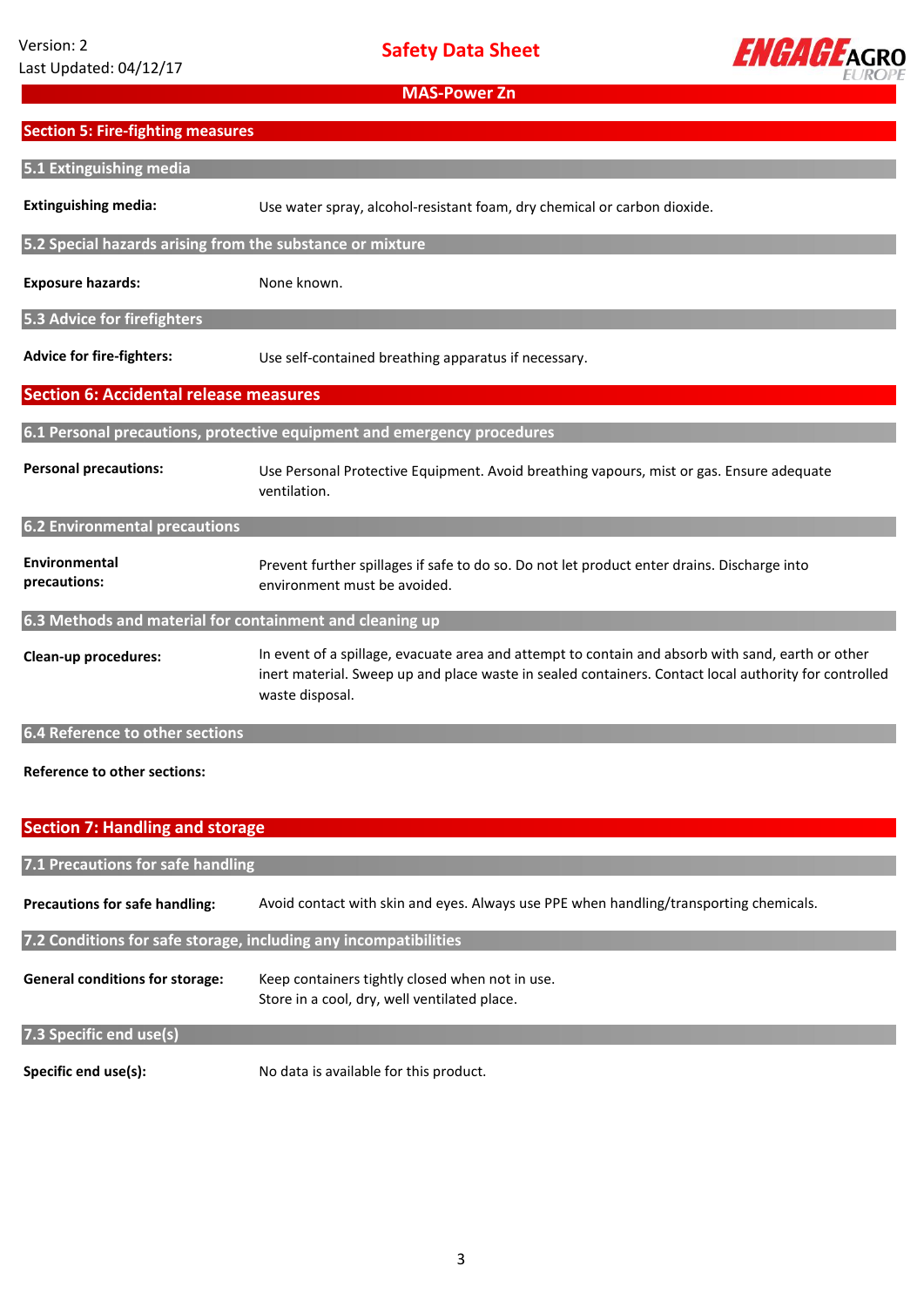## Section 5: Fire-fighting measures

### 5.1 Extinguishing media

**Extinguishing media:** Use water spray, alcohol-resistant foam, dry chemical or carbon dioxide.

### 5.2 Special hazards arising from the substance or mixture

**Exposure hazards:** None known.

### 5.3 Advice for firefighters

**Advice for fire-fighters:** Use self-contained breathing apparatus if necessary.

## Section 6: Accidental release measures

### 6.1 Personal precautions, protective equipment and emergency procedures

**Personal precautions:** Use Personal Protective Equipment. Avoid breathing vapours, mist or gas. Ensure adequate ventilation.

### 6.2 Environmental precautions

**Environmental precautions:** Prevent further spillages if safe to do so. Do not let product enter drains. Discharge into environment must be avoided.

### 6.3 Methods and material for containment and cleaning up

**Clean-up procedures:** In event of a spillage, evacuate area and attempt to contain and absorb with sand, earth or other inert material. Sweep up and place waste in sealed containers. Contact local authority for controlled waste disposal.

### 6.4 Reference to other sections

**Reference to other sections:**

## Section 7: Handling and storage

### 7.1 Precautions for safe handling

**Precautions for safe handling:** Avoid contact with skin and eyes. Always use PPE when handling/transporting chemicals.

### 7.2 Conditions for safe storage, including any incompatibilities

**General conditions for storage:** Keep containers tightly closed when not in use.
Store in a cool, dry, well ventilated place.

### 7.3 Specific end use(s)

**Specific end use(s):** No data is available for this product.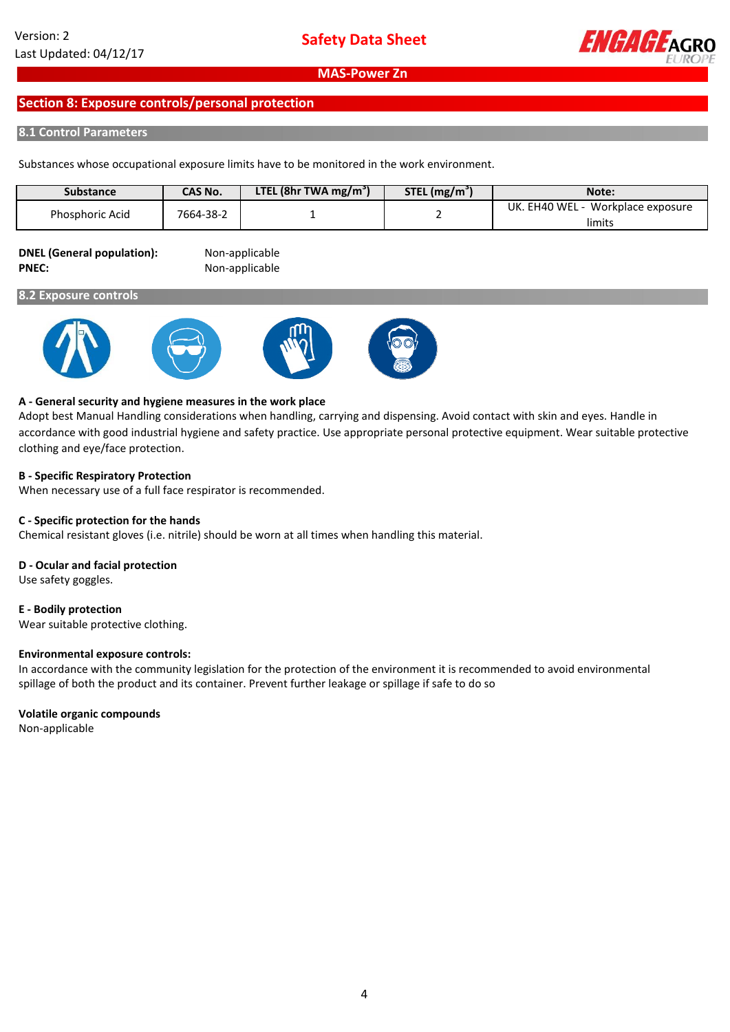## Section 8: Exposure controls/personal protection

### 8.1 Control Parameters

Substances whose occupational exposure limits have to be monitored in the work environment.

| Substance | CAS No. | LTEL (8hr TWA $mg/m^3$) | STEL ($mg/m^3$) | Note: |
|---|---|---|---|---|
| Phosphoric Acid | 7664-38-2 | 1 | 2 | UK. EH40 WEL - Workplace exposure limits |

**DNEL (General population):** Non-applicable
**PNEC:** Non-applicable

### 8.2 Exposure controls

**A - General security and hygiene measures in the work place**
Adopt best Manual Handling considerations when handling, carrying and dispensing. Avoid contact with skin and eyes. Handle in accordance with good industrial hygiene and safety practice. Use appropriate personal protective equipment. Wear suitable protective clothing and eye/face protection.

**B - Specific Respiratory Protection**
When necessary use of a full face respirator is recommended.

**C - Specific protection for the hands**
Chemical resistant gloves (i.e. nitrile) should be worn at all times when handling this material.

**D - Ocular and facial protection**
Use safety goggles.

**E - Bodily protection**
Wear suitable protective clothing.

**Environmental exposure controls:**
In accordance with the community legislation for the protection of the environment it is recommended to avoid environmental spillage of both the product and its container. Prevent further leakage or spillage if safe to do so

**Volatile organic compounds**
Non-applicable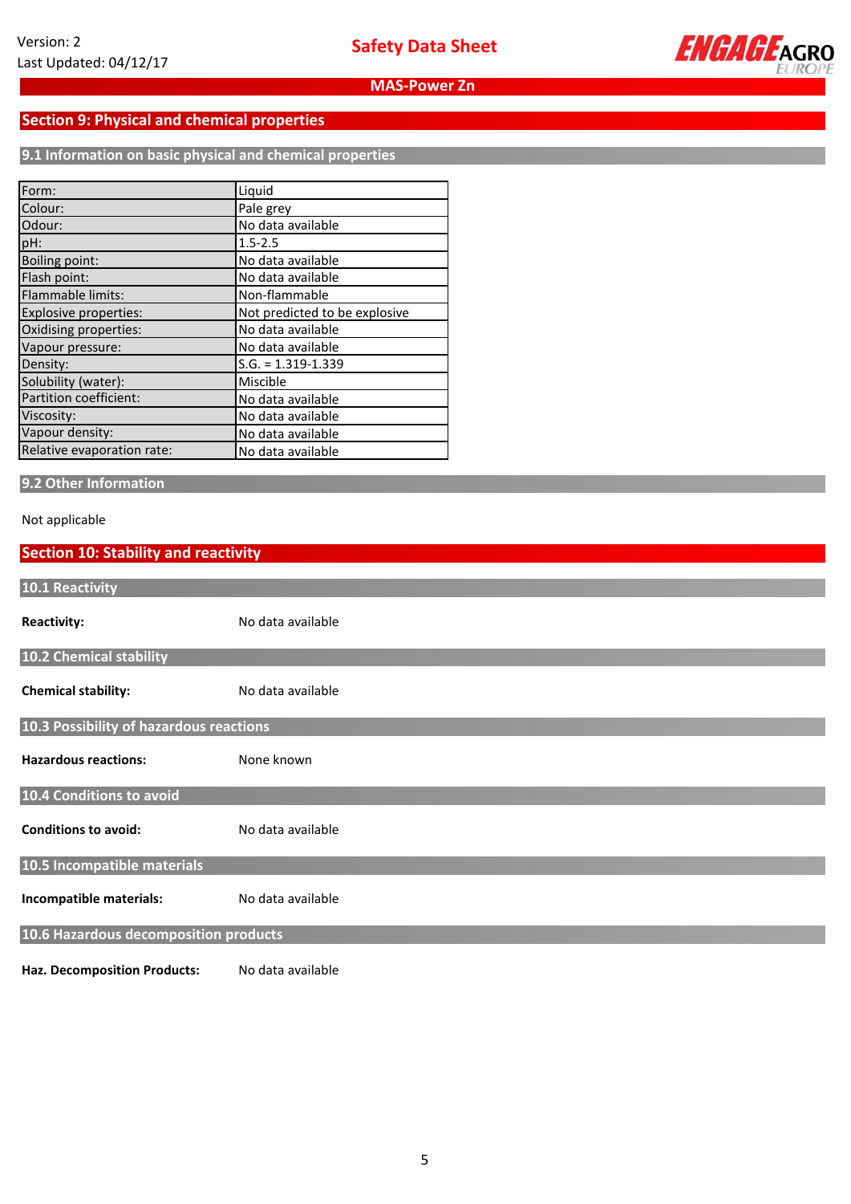## Section 9: Physical and chemical properties

### 9.1 Information on basic physical and chemical properties

| Property | Value |
|---|---|
| Form: | Liquid |
| Colour: | Pale grey |
| Odour: | No data available |
| pH: | 1.5-2.5 |
| Boiling point: | No data available |
| Flash point: | No data available |
| Flammable limits: | Non-flammable |
| Explosive properties: | Not predicted to be explosive |
| Oxidising properties: | No data available |
| Vapour pressure: | No data available |
| Density: | S.G. = 1.319-1.339 |
| Solubility (water): | Miscible |
| Partition coefficient: | No data available |
| Viscosity: | No data available |
| Vapour density: | No data available |
| Relative evaporation rate: | No data available |

### 9.2 Other Information

Not applicable

## Section 10: Stability and reactivity

### 10.1 Reactivity

**Reactivity:** No data available

### 10.2 Chemical stability

**Chemical stability:** No data available

### 10.3 Possibility of hazardous reactions

**Hazardous reactions:** None known

### 10.4 Conditions to avoid

**Conditions to avoid:** No data available

### 10.5 Incompatible materials

**Incompatible materials:** No data available

### 10.6 Hazardous decomposition products

**Haz. Decomposition Products:** No data available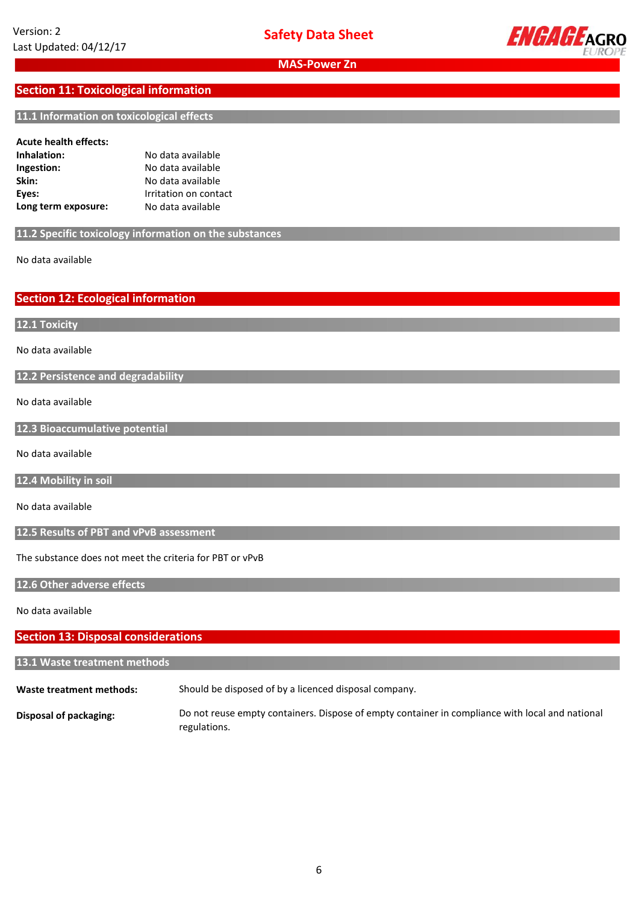## Section 11: Toxicological information

### 11.1 Information on toxicological effects

**Acute health effects:**

| | |
|---|---|
| **Inhalation:** | No data available |
| **Ingestion:** | No data available |
| **Skin:** | No data available |
| **Eyes:** | Irritation on contact |
| **Long term exposure:** | No data available |

### 11.2 Specific toxicology information on the substances

No data available

## Section 12: Ecological information

### 12.1 Toxicity

No data available

### 12.2 Persistence and degradability

No data available

### 12.3 Bioaccumulative potential

No data available

### 12.4 Mobility in soil

No data available

### 12.5 Results of PBT and vPvB assessment

The substance does not meet the criteria for PBT or vPvB

### 12.6 Other adverse effects

No data available

## Section 13: Disposal considerations

### 13.1 Waste treatment methods

| | |
|---|---|
| **Waste treatment methods:** | Should be disposed of by a licenced disposal company. |
| **Disposal of packaging:** | Do not reuse empty containers. Dispose of empty container in compliance with local and national regulations. |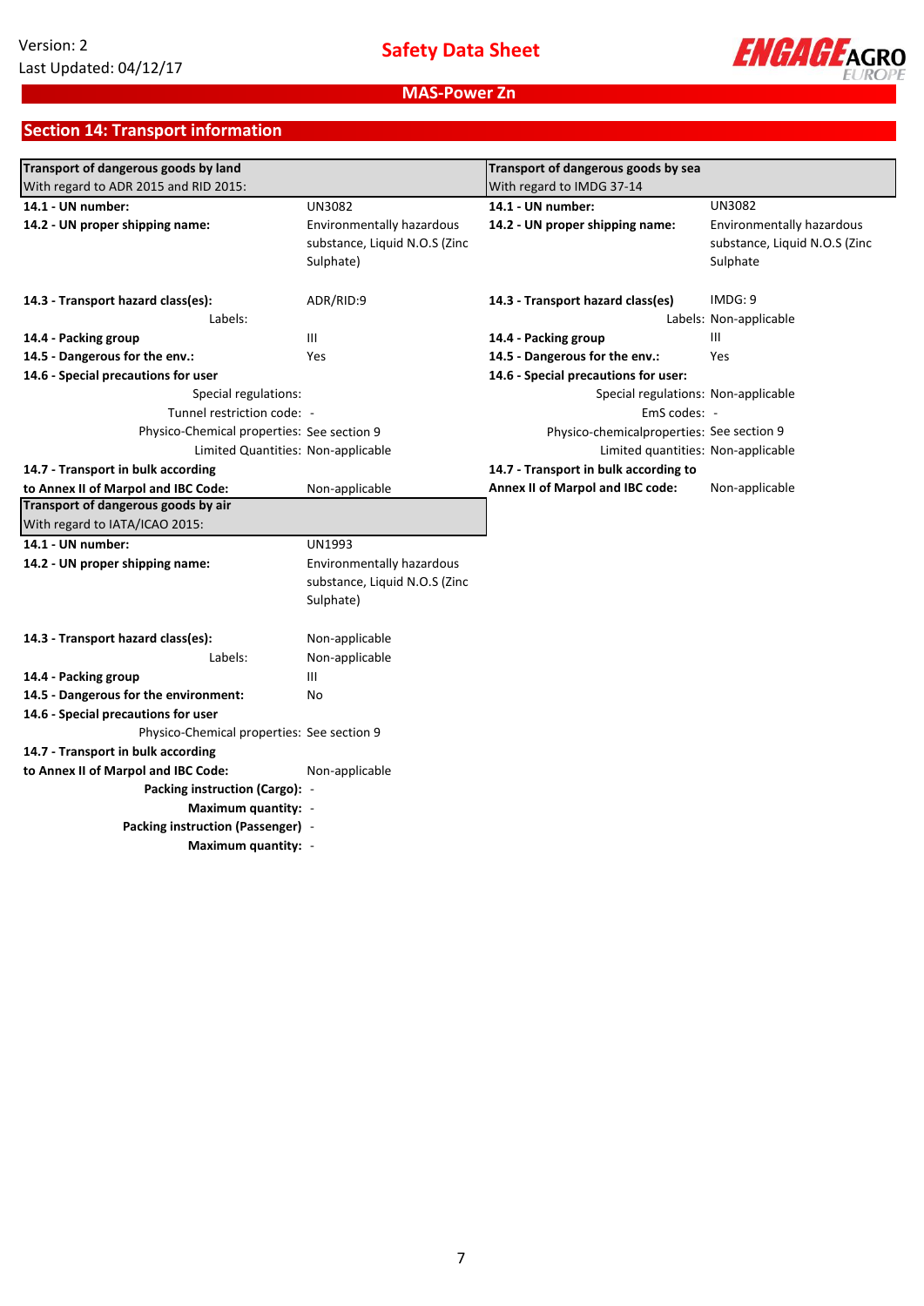## Section 14: Transport information

| Transport of dangerous goods by land<br>With regard to ADR 2015 and RID 2015: | |
|---|---|
| **14.1 - UN number:** | UN3082 |
| **14.2 - UN proper shipping name:** | Environmentally hazardous substance, Liquid N.O.S (Zinc Sulphate) |
| **14.3 - Transport hazard class(es):** | ADR/RID:9 |
| Labels: | |
| **14.4 - Packing group** | III |
| **14.5 - Dangerous for the env.:** | Yes |
| **14.6 - Special precautions for user** | |
| Special regulations: | |
| Tunnel restriction code: | - |
| Physico-Chemical properties: | See section 9 |
| Limited Quantities: | Non-applicable |
| **14.7 - Transport in bulk according to Annex II of Marpol and IBC Code:** | Non-applicable |

| Transport of dangerous goods by sea<br>With regard to IMDG 37-14 | |
|---|---|
| **14.1 - UN number:** | UN3082 |
| **14.2 - UN proper shipping name:** | Environmentally hazardous substance, Liquid N.O.S (Zinc Sulphate |
| **14.3 - Transport hazard class(es)** | IMDG: 9 |
| Labels: | Non-applicable |
| **14.4 - Packing group** | III |
| **14.5 - Dangerous for the env.:** | Yes |
| **14.6 - Special precautions for user:** | |
| Special regulations: | Non-applicable |
| EmS codes: | - |
| Physico-chemicalproperties: | See section 9 |
| Limited quantities: | Non-applicable |
| **14.7 - Transport in bulk according to Annex II of Marpol and IBC code:** | Non-applicable |

| Transport of dangerous goods by air<br>With regard to IATA/ICAO 2015: | |
|---|---|
| **14.1 - UN number:** | UN1993 |
| **14.2 - UN proper shipping name:** | Environmentally hazardous substance, Liquid N.O.S (Zinc Sulphate) |
| **14.3 - Transport hazard class(es):** | Non-applicable |
| Labels: | Non-applicable |
| **14.4 - Packing group** | III |
| **14.5 - Dangerous for the environment:** | No |
| **14.6 - Special precautions for user** | |
| Physico-Chemical properties: | See section 9 |
| **14.7 - Transport in bulk according to Annex II of Marpol and IBC Code:** | Non-applicable |
| **Packing instruction (Cargo):** | - |
| **Maximum quantity:** | - |
| **Packing instruction (Passenger)** | - |
| **Maximum quantity:** | - |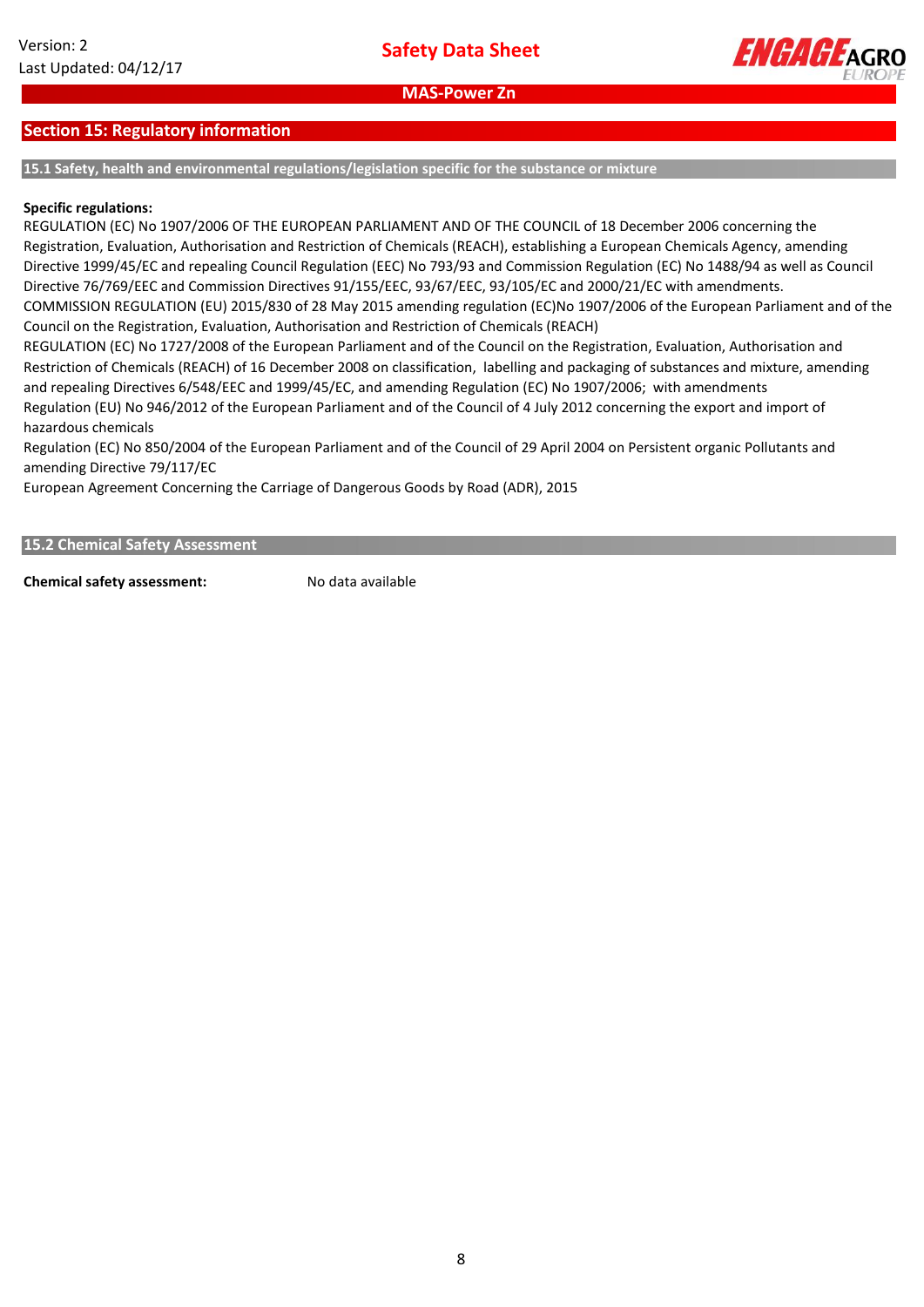## Section 15: Regulatory information

### 15.1 Safety, health and environmental regulations/legislation specific for the substance or mixture

**Specific regulations:**

REGULATION (EC) No 1907/2006 OF THE EUROPEAN PARLIAMENT AND OF THE COUNCIL of 18 December 2006 concerning the Registration, Evaluation, Authorisation and Restriction of Chemicals (REACH), establishing a European Chemicals Agency, amending Directive 1999/45/EC and repealing Council Regulation (EEC) No 793/93 and Commission Regulation (EC) No 1488/94 as well as Council Directive 76/769/EEC and Commission Directives 91/155/EEC, 93/67/EEC, 93/105/EC and 2000/21/EC with amendments.
COMMISSION REGULATION (EU) 2015/830 of 28 May 2015 amending regulation (EC)No 1907/2006 of the European Parliament and of the Council on the Registration, Evaluation, Authorisation and Restriction of Chemicals (REACH)
REGULATION (EC) No 1727/2008 of the European Parliament and of the Council on the Registration, Evaluation, Authorisation and Restriction of Chemicals (REACH) of 16 December 2008 on classification, labelling and packaging of substances and mixture, amending and repealing Directives 6/548/EEC and 1999/45/EC, and amending Regulation (EC) No 1907/2006; with amendments
Regulation (EU) No 946/2012 of the European Parliament and of the Council of 4 July 2012 concerning the export and import of hazardous chemicals
Regulation (EC) No 850/2004 of the European Parliament and of the Council of 29 April 2004 on Persistent organic Pollutants and amending Directive 79/117/EC
European Agreement Concerning the Carriage of Dangerous Goods by Road (ADR), 2015

### 15.2 Chemical Safety Assessment

**Chemical safety assessment:** No data available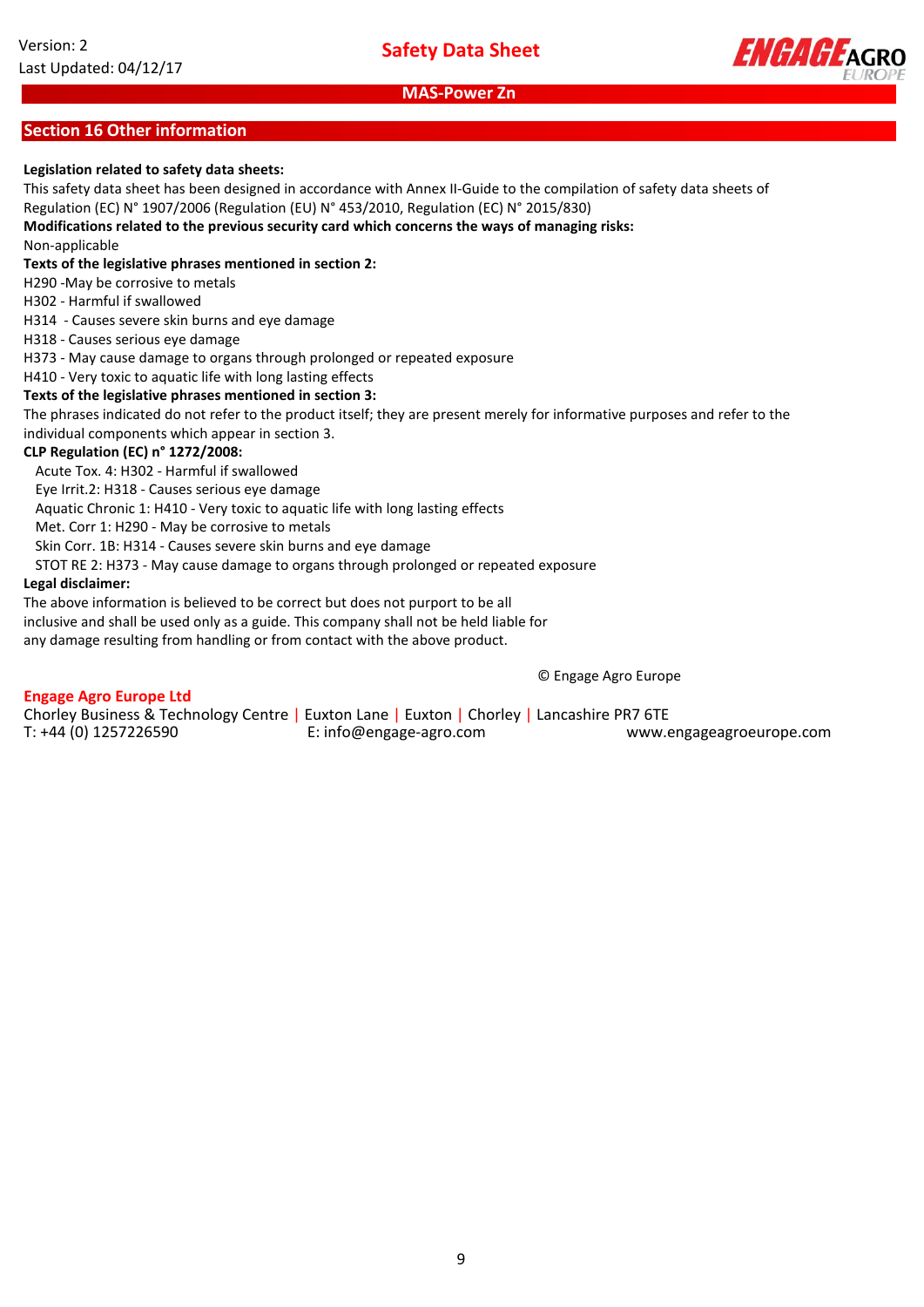## Section 16 Other information

**Legislation related to safety data sheets:**

This safety data sheet has been designed in accordance with Annex II-Guide to the compilation of safety data sheets of Regulation (EC) N° 1907/2006 (Regulation (EU) N° 453/2010, Regulation (EC) N° 2015/830)

**Modifications related to the previous security card which concerns the ways of managing risks:**

Non-applicable

**Texts of the legislative phrases mentioned in section 2:**

H290 -May be corrosive to metals
H302 - Harmful if swallowed
H314 - Causes severe skin burns and eye damage
H318 - Causes serious eye damage
H373 - May cause damage to organs through prolonged or repeated exposure
H410 - Very toxic to aquatic life with long lasting effects

**Texts of the legislative phrases mentioned in section 3:**

The phrases indicated do not refer to the product itself; they are present merely for informative purposes and refer to the individual components which appear in section 3.

**CLP Regulation (EC) n° 1272/2008:**

Acute Tox. 4: H302 - Harmful if swallowed
Eye Irrit.2: H318 - Causes serious eye damage
Aquatic Chronic 1: H410 - Very toxic to aquatic life with long lasting effects
Met. Corr 1: H290 - May be corrosive to metals
Skin Corr. 1B: H314 - Causes severe skin burns and eye damage
STOT RE 2: H373 - May cause damage to organs through prolonged or repeated exposure

**Legal disclaimer:**

The above information is believed to be correct but does not purport to be all inclusive and shall be used only as a guide. This company shall not be held liable for any damage resulting from handling or from contact with the above product.

© Engage Agro Europe

**Engage Agro Europe Ltd**
Chorley Business & Technology Centre | Euxton Lane | Euxton | Chorley | Lancashire PR7 6TE
T: +44 (0) 1257226590 E: info@engage-agro.com www.engageagroeurope.com